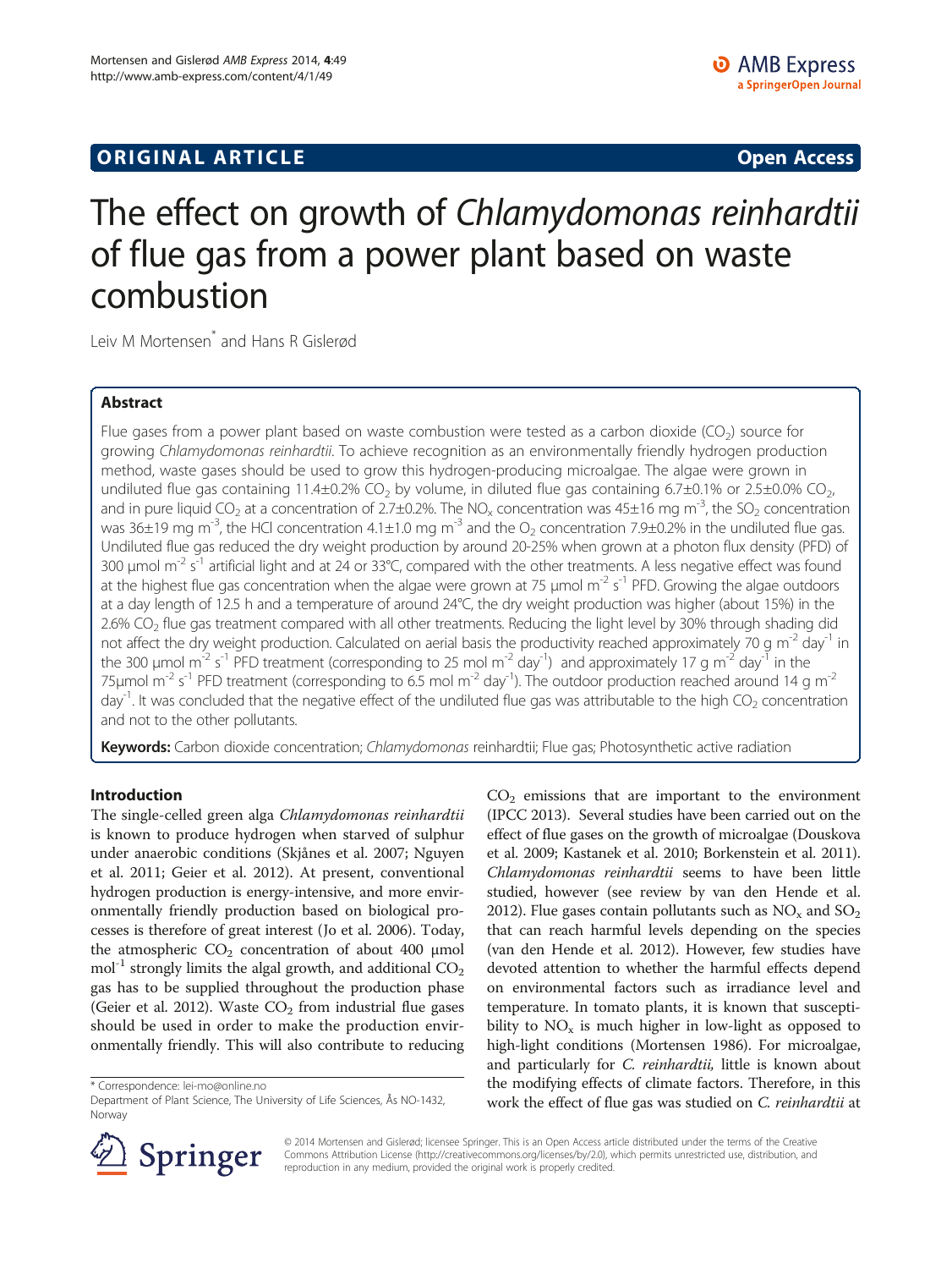ORIGINAL ARTICLE

Open Access

# The effect on growth of *Chlamydomonas reinhardtii* of flue gas from a power plant based on waste combustion

Leiv M Mortensen* and Hans R Gislerød

## Abstract

Flue gases from a power plant based on waste combustion were tested as a carbon dioxide ($CO_2$) source for growing *Chlamydomonas reinhardtii*. To achieve recognition as an environmentally friendly hydrogen production method, waste gases should be used to grow this hydrogen-producing microalgae. The algae were grown in undiluted flue gas containing 11.4±0.2% $CO_2$ by volume, in diluted flue gas containing 6.7±0.1% or 2.5±0.0% $CO_2$, and in pure liquid $CO_2$ at a concentration of 2.7±0.2%. The $NO_x$ concentration was 45±16 mg $m^{-3}$, the $SO_2$ concentration was 36±19 mg $m^{-3}$, the HCl concentration 4.1±1.0 mg $m^{-3}$ and the $O_2$ concentration 7.9±0.2% in the undiluted flue gas. Undiluted flue gas reduced the dry weight production by around 20-25% when grown at a photon flux density (PFD) of 300 μmol $m^{-2}$ $s^{-1}$ artificial light and at 24 or 33°C, compared with the other treatments. A less negative effect was found at the highest flue gas concentration when the algae were grown at 75 μmol $m^{-2}$ $s^{-1}$ PFD. Growing the algae outdoors at a day length of 12.5 h and a temperature of around 24°C, the dry weight production was higher (about 15%) in the 2.6% $CO_2$ flue gas treatment compared with all other treatments. Reducing the light level by 30% through shading did not affect the dry weight production. Calculated on aerial basis the productivity reached approximately 70 g $m^{-2}$ $day^{-1}$ in the 300 μmol $m^{-2}$ $s^{-1}$ PFD treatment (corresponding to 25 mol $m^{-2}$ $day^{-1}$) and approximately 17 g $m^{-2}$ $day^{-1}$ in the 75μmol $m^{-2}$ $s^{-1}$ PFD treatment (corresponding to 6.5 mol $m^{-2}$ $day^{-1}$). The outdoor production reached around 14 g $m^{-2}$ $day^{-1}$. It was concluded that the negative effect of the undiluted flue gas was attributable to the high $CO_2$ concentration and not to the other pollutants.

**Keywords:** Carbon dioxide concentration; *Chlamydomonas* reinhardtii; Flue gas; Photosynthetic active radiation

## Introduction

The single-celled green alga *Chlamydomonas reinhardtii* is known to produce hydrogen when starved of sulphur under anaerobic conditions (Skjånes et al. 2007; Nguyen et al. 2011; Geier et al. 2012). At present, conventional hydrogen production is energy-intensive, and more environmentally friendly production based on biological processes is therefore of great interest (Jo et al. 2006). Today, the atmospheric $CO_2$ concentration of about 400 μmol $mol^{-1}$ strongly limits the algal growth, and additional $CO_2$ gas has to be supplied throughout the production phase (Geier et al. 2012). Waste $CO_2$ from industrial flue gases should be used in order to make the production environmentally friendly. This will also contribute to reducing $CO_2$ emissions that are important to the environment (IPCC 2013). Several studies have been carried out on the effect of flue gases on the growth of microalgae (Douskova et al. 2009; Kastanek et al. 2010; Borkenstein et al. 2011). *Chlamydomonas reinhardtii* seems to have been little studied, however (see review by van den Hende et al. 2012). Flue gases contain pollutants such as $NO_x$ and $SO_2$ that can reach harmful levels depending on the species (van den Hende et al. 2012). However, few studies have devoted attention to whether the harmful effects depend on environmental factors such as irradiance level and temperature. In tomato plants, it is known that susceptibility to $NO_x$ is much higher in low-light as opposed to high-light conditions (Mortensen 1986). For microalgae, and particularly for *C. reinhardtii,* little is known about the modifying effects of climate factors. Therefore, in this work the effect of flue gas was studied on *C. reinhardtii* at

\* Correspondence: lei-mo@online.no
Department of Plant Science, The University of Life Sciences, Ås NO-1432, Norway

© 2014 Mortensen and Gislerød; licensee Springer. This is an Open Access article distributed under the terms of the Creative Commons Attribution License (http://creativecommons.org/licenses/by/2.0), which permits unrestricted use, distribution, and reproduction in any medium, provided the original work is properly credited.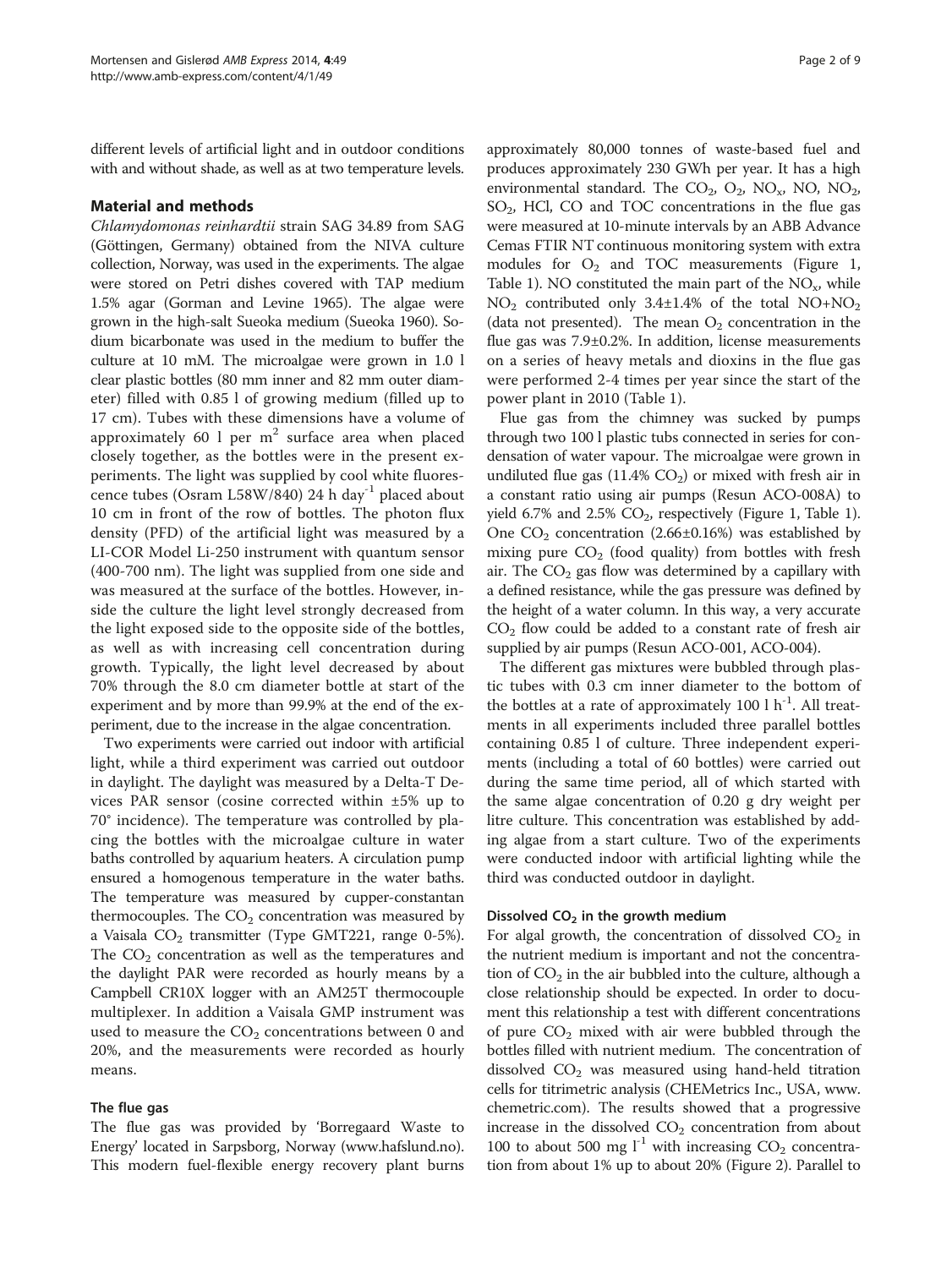different levels of artificial light and in outdoor conditions with and without shade, as well as at two temperature levels.

## Material and methods

*Chlamydomonas reinhardtii* strain SAG 34.89 from SAG (Göttingen, Germany) obtained from the NIVA culture collection, Norway, was used in the experiments. The algae were stored on Petri dishes covered with TAP medium 1.5% agar (Gorman and Levine 1965). The algae were grown in the high-salt Sueoka medium (Sueoka 1960). Sodium bicarbonate was used in the medium to buffer the culture at 10 mM. The microalgae were grown in 1.0 l clear plastic bottles (80 mm inner and 82 mm outer diameter) filled with 0.85 l of growing medium (filled up to 17 cm). Tubes with these dimensions have a volume of approximately 60 l per $m^2$ surface area when placed closely together, as the bottles were in the present experiments. The light was supplied by cool white fluorescence tubes (Osram L58W/840) 24 h $day^{-1}$ placed about 10 cm in front of the row of bottles. The photon flux density (PFD) of the artificial light was measured by a LI-COR Model Li-250 instrument with quantum sensor (400-700 nm). The light was supplied from one side and was measured at the surface of the bottles. However, inside the culture the light level strongly decreased from the light exposed side to the opposite side of the bottles, as well as with increasing cell concentration during growth. Typically, the light level decreased by about 70% through the 8.0 cm diameter bottle at start of the experiment and by more than 99.9% at the end of the experiment, due to the increase in the algae concentration.

Two experiments were carried out indoor with artificial light, while a third experiment was carried out outdoor in daylight. The daylight was measured by a Delta-T Devices PAR sensor (cosine corrected within ±5% up to 70° incidence). The temperature was controlled by placing the bottles with the microalgae culture in water baths controlled by aquarium heaters. A circulation pump ensured a homogenous temperature in the water baths. The temperature was measured by cupper-constantan thermocouples. The $CO_2$ concentration was measured by a Vaisala $CO_2$ transmitter (Type GMT221, range 0-5%). The $CO_2$ concentration as well as the temperatures and the daylight PAR were recorded as hourly means by a Campbell CR10X logger with an AM25T thermocouple multiplexer. In addition a Vaisala GMP instrument was used to measure the $CO_2$ concentrations between 0 and 20%, and the measurements were recorded as hourly means.

### The flue gas

The flue gas was provided by 'Borregaard Waste to Energy' located in Sarpsborg, Norway (www.hafslund.no). This modern fuel-flexible energy recovery plant burns approximately 80,000 tonnes of waste-based fuel and produces approximately 230 GWh per year. It has a high environmental standard. The $CO_2$, $O_2$, $NO_x$, NO, $NO_2$, $SO_2$, HCl, CO and TOC concentrations in the flue gas were measured at 10-minute intervals by an ABB Advance Cemas FTIR NT continuous monitoring system with extra modules for $O_2$ and TOC measurements (Figure 1, Table 1). NO constituted the main part of the $NO_x$, while $NO_2$ contributed only 3.4±1.4% of the total NO+$NO_2$ (data not presented). The mean $O_2$ concentration in the flue gas was 7.9±0.2%. In addition, license measurements on a series of heavy metals and dioxins in the flue gas were performed 2-4 times per year since the start of the power plant in 2010 (Table 1).

Flue gas from the chimney was sucked by pumps through two 100 l plastic tubs connected in series for condensation of water vapour. The microalgae were grown in undiluted flue gas (11.4% $CO_2$) or mixed with fresh air in a constant ratio using air pumps (Resun ACO-008A) to yield 6.7% and 2.5% $CO_2$, respectively (Figure 1, Table 1). One $CO_2$ concentration (2.66±0.16%) was established by mixing pure $CO_2$ (food quality) from bottles with fresh air. The $CO_2$ gas flow was determined by a capillary with a defined resistance, while the gas pressure was defined by the height of a water column. In this way, a very accurate $CO_2$ flow could be added to a constant rate of fresh air supplied by air pumps (Resun ACO-001, ACO-004).

The different gas mixtures were bubbled through plastic tubes with 0.3 cm inner diameter to the bottom of the bottles at a rate of approximately 100 l $h^{-1}$. All treatments in all experiments included three parallel bottles containing 0.85 l of culture. Three independent experiments (including a total of 60 bottles) were carried out during the same time period, all of which started with the same algae concentration of 0.20 g dry weight per litre culture. This concentration was established by adding algae from a start culture. Two of the experiments were conducted indoor with artificial lighting while the third was conducted outdoor in daylight.

### Dissolved $CO_2$ in the growth medium

For algal growth, the concentration of dissolved $CO_2$ in the nutrient medium is important and not the concentration of $CO_2$ in the air bubbled into the culture, although a close relationship should be expected. In order to document this relationship a test with different concentrations of pure $CO_2$ mixed with air were bubbled through the bottles filled with nutrient medium. The concentration of dissolved $CO_2$ was measured using hand-held titration cells for titrimetric analysis (CHEMetrics Inc., USA, www.chemetric.com). The results showed that a progressive increase in the dissolved $CO_2$ concentration from about 100 to about 500 mg $l^{-1}$ with increasing $CO_2$ concentration from about 1% up to about 20% (Figure 2). Parallel to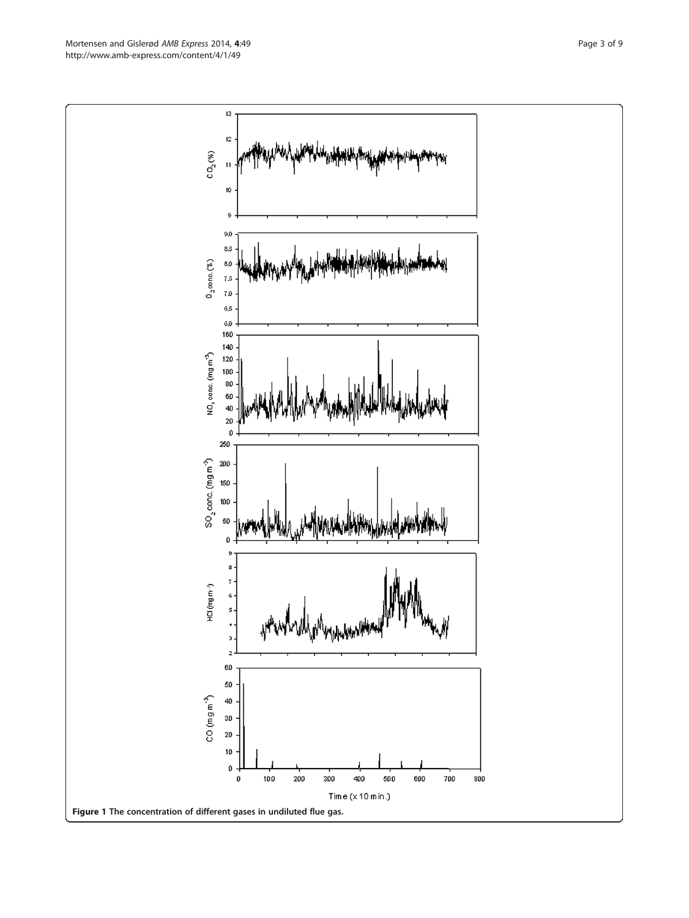**Figure 1 The concentration of different gases in undiluted flue gas.**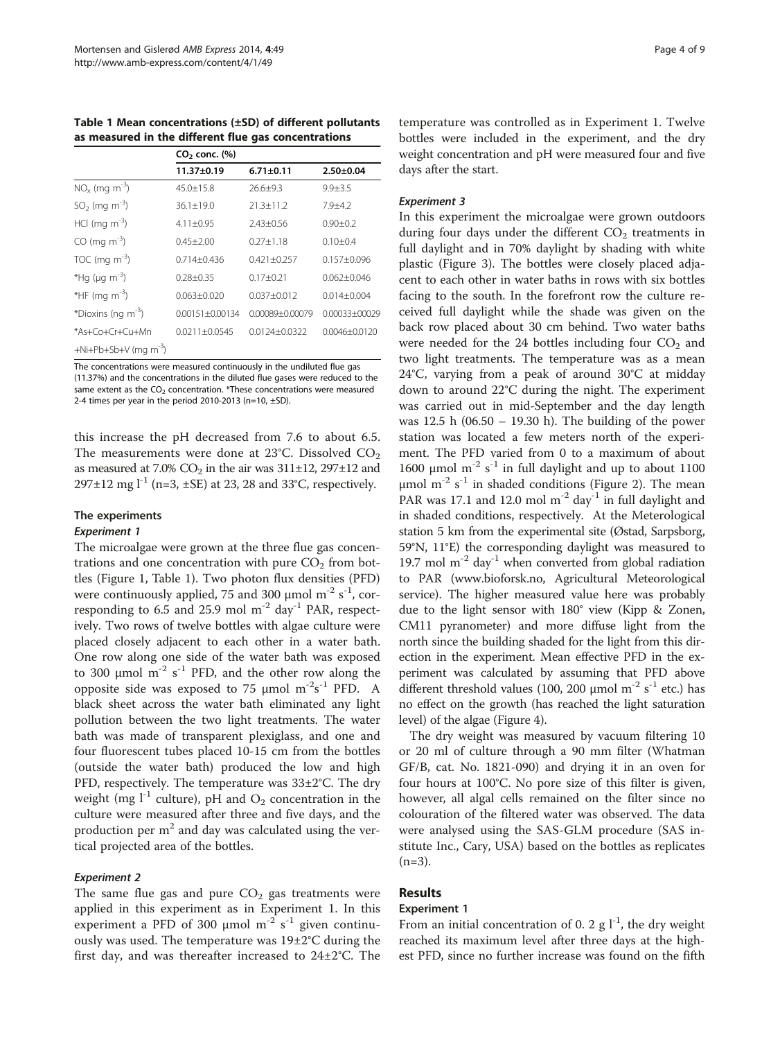**Table 1 Mean concentrations (±SD) of different pollutants as measured in the different flue gas concentrations**

| | $CO_2$ conc. (%) | | |
|---|---|---|---|
| | 11.37±0.19 | 6.71±0.11 | 2.50±0.04 |
| $NO_x$ (mg $m^{-3}$) | 45.0±15.8 | 26.6±9.3 | 9.9±3.5 |
| $SO_2$ (mg $m^{-3}$) | 36.1±19.0 | 21.3±11.2 | 7.9±4.2 |
| HCl (mg $m^{-3}$) | 4.11±0.95 | 2.43±0.56 | 0.90±0.2 |
| CO (mg $m^{-3}$) | 0.45±2.00 | 0.27±1.18 | 0.10±0.4 |
| TOC (mg $m^{-3}$) | 0.714±0.436 | 0.421±0.257 | 0.157±0.096 |
| *Hg (μg $m^{-3}$) | 0.28±0.35 | 0.17±0.21 | 0.062±0.046 |
| *HF (mg $m^{-3}$) | 0.063±0.020 | 0.037±0.012 | 0.014±0.004 |
| *Dioxins (ng $m^{-3}$) | 0.00151±0.00134 | 0.00089±0.00079 | 0.00033±00029 |
| *As+Co+Cr+Cu+Mn +Ni+Pb+Sb+V (mg $m^{-3}$) | 0.0211±0.0545 | 0.0124±0.0322 | 0.0046±0.0120 |

The concentrations were measured continuously in the undiluted flue gas (11.37%) and the concentrations in the diluted flue gases were reduced to the same extent as the $CO_2$ concentration. *These concentrations were measured 2-4 times per year in the period 2010-2013 (n=10, ±SD).

this increase the pH decreased from 7.6 to about 6.5. The measurements were done at 23°C. Dissolved $CO_2$ as measured at 7.0% $CO_2$ in the air was 311±12, 297±12 and 297±12 mg $l^{-1}$ (n=3, ±SE) at 23, 28 and 33°C, respectively.

### The experiments

#### *Experiment 1*

The microalgae were grown at the three flue gas concentrations and one concentration with pure $CO_2$ from bottles (Figure 1, Table 1). Two photon flux densities (PFD) were continuously applied, 75 and 300 μmol $m^{-2}$ $s^{-1}$, corresponding to 6.5 and 25.9 mol $m^{-2}$ $day^{-1}$ PAR, respectively. Two rows of twelve bottles with algae culture were placed closely adjacent to each other in a water bath. One row along one side of the water bath was exposed to 300 μmol $m^{-2}$ $s^{-1}$ PFD, and the other row along the opposite side was exposed to 75 μmol $m^{-2}s^{-1}$ PFD. A black sheet across the water bath eliminated any light pollution between the two light treatments. The water bath was made of transparent plexiglass, and one and four fluorescent tubes placed 10-15 cm from the bottles (outside the water bath) produced the low and high PFD, respectively. The temperature was 33±2°C. The dry weight (mg $l^{-1}$ culture), pH and $O_2$ concentration in the culture were measured after three and five days, and the production per $m^2$ and day was calculated using the vertical projected area of the bottles.

#### *Experiment 2*

The same flue gas and pure $CO_2$ gas treatments were applied in this experiment as in Experiment 1. In this experiment a PFD of 300 μmol $m^{-2}$ $s^{-1}$ given continuously was used. The temperature was 19±2°C during the first day, and was thereafter increased to 24±2°C. The temperature was controlled as in Experiment 1. Twelve bottles were included in the experiment, and the dry weight concentration and pH were measured four and five days after the start.

#### *Experiment 3*

In this experiment the microalgae were grown outdoors during four days under the different $CO_2$ treatments in full daylight and in 70% daylight by shading with white plastic (Figure 3). The bottles were closely placed adjacent to each other in water baths in rows with six bottles facing to the south. In the forefront row the culture received full daylight while the shade was given on the back row placed about 30 cm behind. Two water baths were needed for the 24 bottles including four $CO_2$ and two light treatments. The temperature was as a mean 24°C, varying from a peak of around 30°C at midday down to around 22°C during the night. The experiment was carried out in mid-September and the day length was 12.5 h (06.50 – 19.30 h). The building of the power station was located a few meters north of the experiment. The PFD varied from 0 to a maximum of about 1600 μmol $m^{-2}$ $s^{-1}$ in full daylight and up to about 1100 μmol $m^{-2}$ $s^{-1}$ in shaded conditions (Figure 2). The mean PAR was 17.1 and 12.0 mol $m^{-2}$ $day^{-1}$ in full daylight and in shaded conditions, respectively. At the Meterological station 5 km from the experimental site (Østad, Sarpsborg, 59°N, 11°E) the corresponding daylight was measured to 19.7 mol $m^{-2}$ $day^{-1}$ when converted from global radiation to PAR (www.bioforsk.no, Agricultural Meteorological service). The higher measured value here was probably due to the light sensor with 180° view (Kipp & Zonen, CM11 pyranometer) and more diffuse light from the north since the building shaded for the light from this direction in the experiment. Mean effective PFD in the experiment was calculated by assuming that PFD above different threshold values (100, 200 μmol $m^{-2}$ $s^{-1}$ etc.) has no effect on the growth (has reached the light saturation level) of the algae (Figure 4).

The dry weight was measured by vacuum filtering 10 or 20 ml of culture through a 90 mm filter (Whatman GF/B, cat. No. 1821-090) and drying it in an oven for four hours at 100°C. No pore size of this filter is given, however, all algal cells remained on the filter since no colouration of the filtered water was observed. The data were analysed using the SAS-GLM procedure (SAS institute Inc., Cary, USA) based on the bottles as replicates (n=3).

## Results

### Experiment 1

From an initial concentration of 0. 2 g $l^{-1}$, the dry weight reached its maximum level after three days at the highest PFD, since no further increase was found on the fifth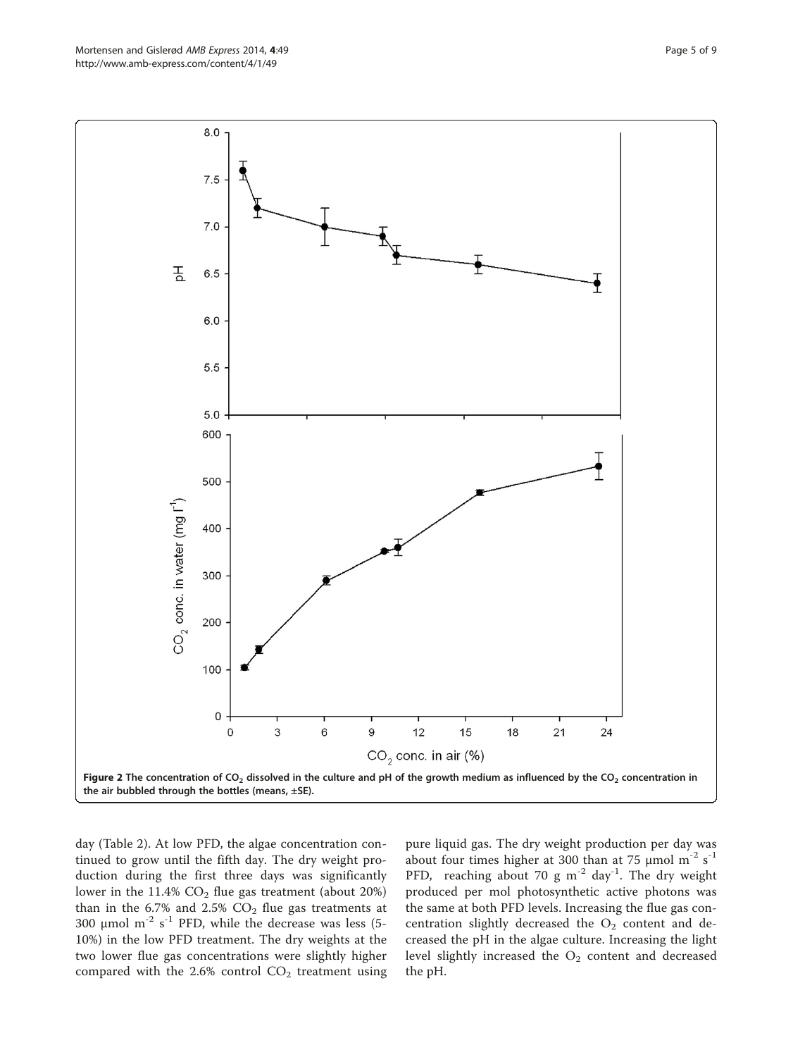**Figure 2 The concentration of $CO_2$ dissolved in the culture and pH of the growth medium as influenced by the $CO_2$ concentration in the air bubbled through the bottles (means, ±SE).**

day (Table 2). At low PFD, the algae concentration continued to grow until the fifth day. The dry weight production during the first three days was significantly lower in the 11.4% $CO_2$ flue gas treatment (about 20%) than in the 6.7% and 2.5% $CO_2$ flue gas treatments at 300 μmol $m^{-2}$ $s^{-1}$ PFD, while the decrease was less (5-10%) in the low PFD treatment. The dry weights at the two lower flue gas concentrations were slightly higher compared with the 2.6% control $CO_2$ treatment using pure liquid gas. The dry weight production per day was about four times higher at 300 than at 75 μmol $m^{-2}$ $s^{-1}$ PFD, reaching about 70 g $m^{-2}$ $day^{-1}$. The dry weight produced per mol photosynthetic active photons was the same at both PFD levels. Increasing the flue gas concentration slightly decreased the $O_2$ content and decreased the pH in the algae culture. Increasing the light level slightly increased the $O_2$ content and decreased the pH.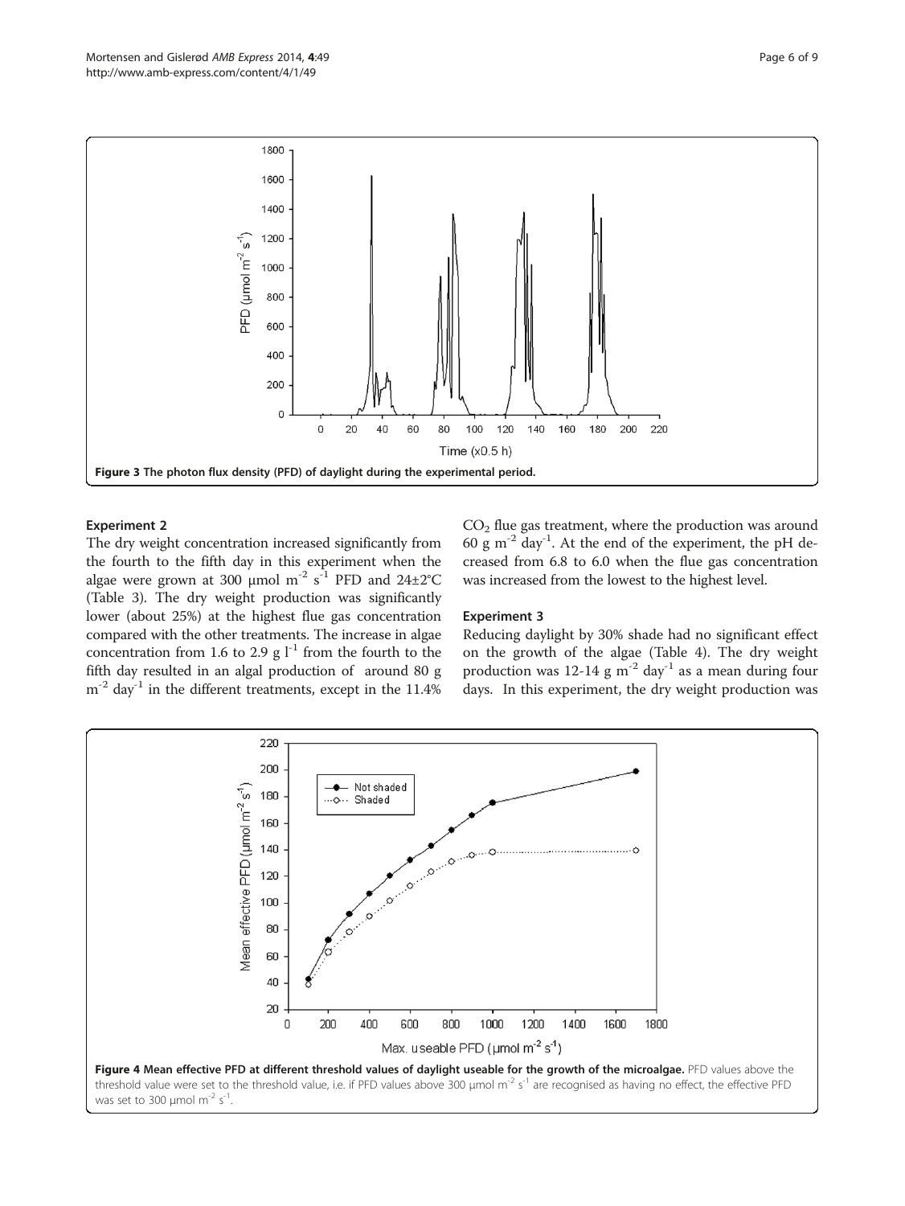Figure 3 The photon flux density (PFD) of daylight during the experimental period.

### Experiment 2

The dry weight concentration increased significantly from the fourth to the fifth day in this experiment when the algae were grown at 300 µmol $m^{-2}$ $s^{-1}$ PFD and 24±2°C (Table 3). The dry weight production was significantly lower (about 25%) at the highest flue gas concentration compared with the other treatments. The increase in algae concentration from 1.6 to 2.9 g $l^{-1}$ from the fourth to the fifth day resulted in an algal production of around 80 g $m^{-2}$ $day^{-1}$ in the different treatments, except in the 11.4% $CO_2$ flue gas treatment, where the production was around 60 g $m^{-2}$ $day^{-1}$. At the end of the experiment, the pH decreased from 6.8 to 6.0 when the flue gas concentration was increased from the lowest to the highest level.

### Experiment 3

Reducing daylight by 30% shade had no significant effect on the growth of the algae (Table 4). The dry weight production was 12-14 g $m^{-2}$ $day^{-1}$ as a mean during four days. In this experiment, the dry weight production was

Figure 4 Mean effective PFD at different threshold values of daylight useable for the growth of the microalgae. PFD values above the threshold value were set to the threshold value, i.e. if PFD values above 300 µmol $m^{-2}$ $s^{-1}$ are recognised as having no effect, the effective PFD was set to 300 µmol $m^{-2}$ $s^{-1}$.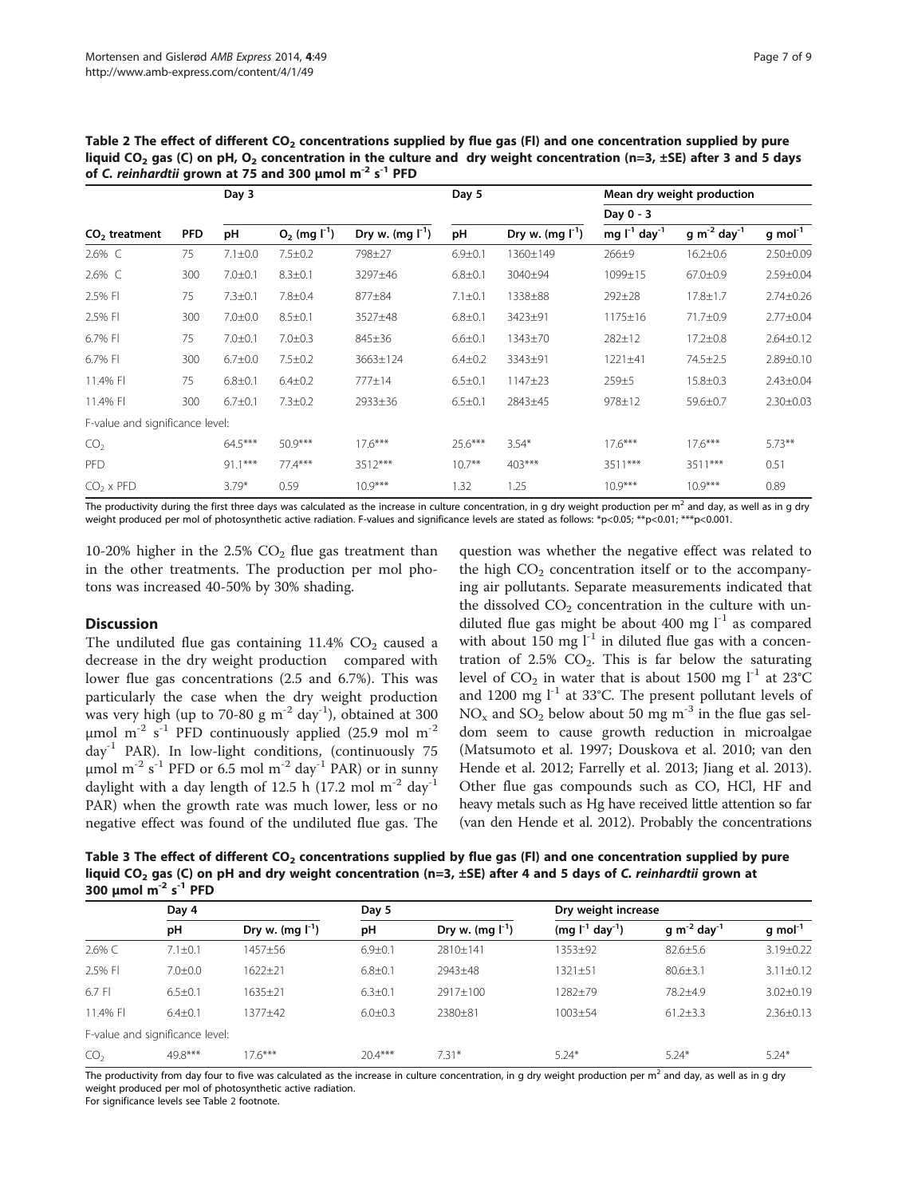**Table 2 The effect of different $CO_2$ concentrations supplied by flue gas (Fl) and one concentration supplied by pure liquid $CO_2$ gas (C) on pH, $O_2$ concentration in the culture and dry weight concentration (n=3, ±SE) after 3 and 5 days of *C. reinhardtii* grown at 75 and 300 μmol $m^{-2}$ $s^{-1}$ PFD**

| | | Day 3 | | | Day 5 | | Mean dry weight production | | |
|---|---|---|---|---|---|---|---|---|---|
| | | | | | | | Day 0 - 3 | | |
| $CO_2$ treatment | PFD | pH | $O_2$ (mg $l^{-1}$) | Dry w. (mg $l^{-1}$) | pH | Dry w. (mg $l^{-1}$) | mg $l^{-1}$ $day^{-1}$ | g $m^{-2}$ $day^{-1}$ | g $mol^{-1}$ |
| 2.6% C | 75 | 7.1±0.0 | 7.5±0.2 | 798±27 | 6.9±0.1 | 1360±149 | 266±9 | 16.2±0.6 | 2.50±0.09 |
| 2.6% C | 300 | 7.0±0.1 | 8.3±0.1 | 3297±46 | 6.8±0.1 | 3040±94 | 1099±15 | 67.0±0.9 | 2.59±0.04 |
| 2.5% Fl | 75 | 7.3±0.1 | 7.8±0.4 | 877±84 | 7.1±0.1 | 1338±88 | 292±28 | 17.8±1.7 | 2.74±0.26 |
| 2.5% Fl | 300 | 7.0±0.0 | 8.5±0.1 | 3527±48 | 6.8±0.1 | 3423±91 | 1175±16 | 71.7±0.9 | 2.77±0.04 |
| 6.7% Fl | 75 | 7.0±0.1 | 7.0±0.3 | 845±36 | 6.6±0.1 | 1343±70 | 282±12 | 17.2±0.8 | 2.64±0.12 |
| 6.7% Fl | 300 | 6.7±0.0 | 7.5±0.2 | 3663±124 | 6.4±0.2 | 3343±91 | 1221±41 | 74.5±2.5 | 2.89±0.10 |
| 11.4% Fl | 75 | 6.8±0.1 | 6.4±0.2 | 777±14 | 6.5±0.1 | 1147±23 | 259±5 | 15.8±0.3 | 2.43±0.04 |
| 11.4% Fl | 300 | 6.7±0.1 | 7.3±0.2 | 2933±36 | 6.5±0.1 | 2843±45 | 978±12 | 59.6±0.7 | 2.30±0.03 |
| F-value and significance level: | | | | | | | | | |
| $CO_2$ | | 64.5*** | 50.9*** | 17.6*** | 25.6*** | 3.54* | 17.6*** | 17.6*** | 5.73** |
| PFD | | 91.1*** | 77.4*** | 3512*** | 10.7** | 403*** | 3511*** | 3511*** | 0.51 |
| $CO_2$ x PFD | | 3.79* | 0.59 | 10.9*** | 1.32 | 1.25 | 10.9*** | 10.9*** | 0.89 |

The productivity during the first three days was calculated as the increase in culture concentration, in g dry weight production per $m^2$ and day, as well as in g dry weight produced per mol of photosynthetic active radiation. F-values and significance levels are stated as follows: *p<0.05; **p<0.01; ***p<0.001.

10-20% higher in the 2.5% $CO_2$ flue gas treatment than in the other treatments. The production per mol photons was increased 40-50% by 30% shading.

## Discussion

The undiluted flue gas containing 11.4% $CO_2$ caused a decrease in the dry weight production compared with lower flue gas concentrations (2.5 and 6.7%). This was particularly the case when the dry weight production was very high (up to 70-80 g $m^{-2}$ $day^{-1}$), obtained at 300 μmol $m^{-2}$ $s^{-1}$ PFD continuously applied (25.9 mol $m^{-2}$ $day^{-1}$ PAR). In low-light conditions, (continuously 75 μmol $m^{-2}$ $s^{-1}$ PFD or 6.5 mol $m^{-2}$ $day^{-1}$ PAR) or in sunny daylight with a day length of 12.5 h (17.2 mol $m^{-2}$ $day^{-1}$ PAR) when the growth rate was much lower, less or no negative effect was found of the undiluted flue gas. The question was whether the negative effect was related to the high $CO_2$ concentration itself or to the accompanying air pollutants. Separate measurements indicated that the dissolved $CO_2$ concentration in the culture with undiluted flue gas might be about 400 mg $l^{-1}$ as compared with about 150 mg $l^{-1}$ in diluted flue gas with a concentration of 2.5% $CO_2$. This is far below the saturating level of $CO_2$ in water that is about 1500 mg $l^{-1}$ at 23°C and 1200 mg $l^{-1}$ at 33°C. The present pollutant levels of $NO_x$ and $SO_2$ below about 50 mg $m^{-3}$ in the flue gas seldom seem to cause growth reduction in microalgae (Matsumoto et al. 1997; Douskova et al. 2010; van den Hende et al. 2012; Farrelly et al. 2013; Jiang et al. 2013). Other flue gas compounds such as CO, HCl, HF and heavy metals such as Hg have received little attention so far (van den Hende et al. 2012). Probably the concentrations

**Table 3 The effect of different $CO_2$ concentrations supplied by flue gas (Fl) and one concentration supplied by pure liquid $CO_2$ gas (C) on pH and dry weight concentration (n=3, ±SE) after 4 and 5 days of *C. reinhardtii* grown at 300 μmol $m^{-2}$ $s^{-1}$ PFD**

| | Day 4 | | Day 5 | | Dry weight increase | | |
|---|---|---|---|---|---|---|---|
| | pH | Dry w. (mg $l^{-1}$) | pH | Dry w. (mg $l^{-1}$) | (mg $l^{-1}$ $day^{-1}$) | g $m^{-2}$ $day^{-1}$ | g $mol^{-1}$ |
| 2.6% C | 7.1±0.1 | 1457±56 | 6.9±0.1 | 2810±141 | 1353±92 | 82.6±5.6 | 3.19±0.22 |
| 2.5% Fl | 7.0±0.0 | 1622±21 | 6.8±0.1 | 2943±48 | 1321±51 | 80.6±3.1 | 3.11±0.12 |
| 6.7 Fl | 6.5±0.1 | 1635±21 | 6.3±0.1 | 2917±100 | 1282±79 | 78.2±4.9 | 3.02±0.19 |
| 11.4% Fl | 6.4±0.1 | 1377±42 | 6.0±0.3 | 2380±81 | 1003±54 | 61.2±3.3 | 2.36±0.13 |
| F-value and significance level: | | | | | | | |
| $CO_2$ | 49.8*** | 17.6*** | 20.4*** | 7.31* | 5.24* | 5.24* | 5.24* |

The productivity from day four to five was calculated as the increase in culture concentration, in g dry weight production per $m^2$ and day, as well as in g dry weight produced per mol of photosynthetic active radiation.
For significance levels see Table 2 footnote.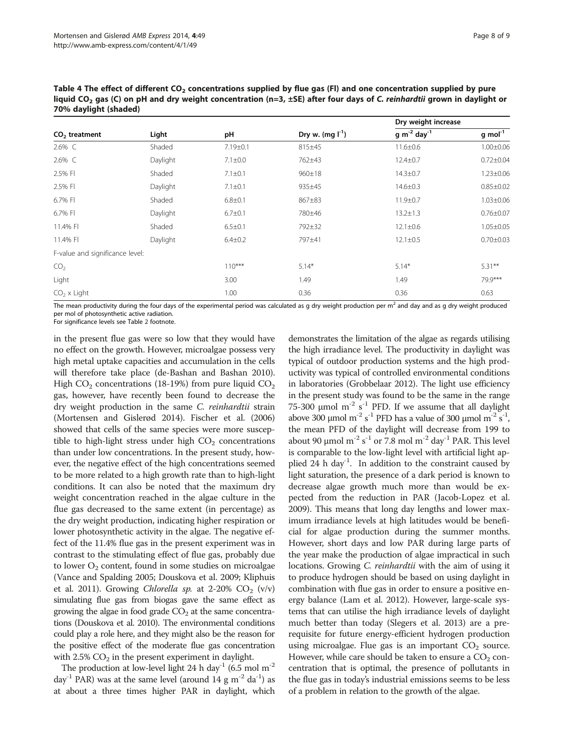**Table 4 The effect of different $CO_2$ concentrations supplied by flue gas (Fl) and one concentration supplied by pure liquid $CO_2$ gas (C) on pH and dry weight concentration (n=3, ±SE) after four days of *C. reinhardtii* grown in daylight or 70% daylight (shaded)**

| $CO_2$ treatment | Light | pH | Dry w. (mg $l^{-1}$) | Dry weight increase | |
|---|---|---|---|---|---|
| | | | | g $m^{-2}$ $day^{-1}$ | g $mol^{-1}$ |
| 2.6% C | Shaded | 7.19±0.1 | 815±45 | 11.6±0.6 | 1.00±0.06 |
| 2.6% C | Daylight | 7.1±0.0 | 762±43 | 12.4±0.7 | 0.72±0.04 |
| 2.5% Fl | Shaded | 7.1±0.1 | 960±18 | 14.3±0.7 | 1.23±0.06 |
| 2.5% Fl | Daylight | 7.1±0.1 | 935±45 | 14.6±0.3 | 0.85±0.02 |
| 6.7% Fl | Shaded | 6.8±0.1 | 867±83 | 11.9±0.7 | 1.03±0.06 |
| 6.7% Fl | Daylight | 6.7±0.1 | 780±46 | 13.2±1.3 | 0.76±0.07 |
| 11.4% Fl | Shaded | 6.5±0.1 | 792±32 | 12.1±0.6 | 1.05±0.05 |
| 11.4% Fl | Daylight | 6.4±0.2 | 797±41 | 12.1±0.5 | 0.70±0.03 |
| F-value and significance level: | | | | | |
| $CO_2$ | | 110*** | 5.14* | 5.14* | 5.31** |
| Light | | 3.00 | 1.49 | 1.49 | 79.9*** |
| $CO_2$ x Light | | 1.00 | 0.36 | 0.36 | 0.63 |

The mean productivity during the four days of the experimental period was calculated as g dry weight production per $m^2$ and day and as g dry weight produced per mol of photosynthetic active radiation.
For significance levels see Table 2 footnote.

in the present flue gas were so low that they would have no effect on the growth. However, microalgae possess very high metal uptake capacities and accumulation in the cells will therefore take place (de-Bashan and Bashan 2010). High $CO_2$ concentrations (18-19%) from pure liquid $CO_2$ gas, however, have recently been found to decrease the dry weight production in the same *C. reinhardtii* strain (Mortensen and Gislerød 2014). Fischer et al. (2006) showed that cells of the same species were more susceptible to high-light stress under high $CO_2$ concentrations than under low concentrations. In the present study, however, the negative effect of the high concentrations seemed to be more related to a high growth rate than to high-light conditions. It can also be noted that the maximum dry weight concentration reached in the algae culture in the flue gas decreased to the same extent (in percentage) as the dry weight production, indicating higher respiration or lower photosynthetic activity in the algae. The negative effect of the 11.4% flue gas in the present experiment was in contrast to the stimulating effect of flue gas, probably due to lower $O_2$ content, found in some studies on microalgae (Vance and Spalding 2005; Douskova et al. 2009; Kliphuis et al. 2011). Growing *Chlorella sp.* at 2-20% $CO_2$ (v/v) simulating flue gas from biogas gave the same effect as growing the algae in food grade $CO_2$ at the same concentrations (Douskova et al. 2010). The environmental conditions could play a role here, and they might also be the reason for the positive effect of the moderate flue gas concentration with 2.5% $CO_2$ in the present experiment in daylight.

The production at low-level light 24 h $day^{-1}$ (6.5 mol $m^{-2}$ $day^{-1}$ PAR) was at the same level (around 14 g $m^{-2}$ $da^{-1}$) as at about a three times higher PAR in daylight, which demonstrates the limitation of the algae as regards utilising the high irradiance level. The productivity in daylight was typical of outdoor production systems and the high productivity was typical of controlled environmental conditions in laboratories (Grobbelaar 2012). The light use efficiency in the present study was found to be the same in the range 75-300 µmol $m^{-2}$ $s^{-1}$ PFD. If we assume that all daylight above 300 µmol $m^{-2}$ $s^{-1}$ PFD has a value of 300 µmol $m^{-2}$ $s^{-1}$, the mean PFD of the daylight will decrease from 199 to about 90 µmol $m^{-2}$ $s^{-1}$ or 7.8 mol $m^{-2}$ $day^{-1}$ PAR. This level is comparable to the low-light level with artificial light applied 24 h $day^{-1}$. In addition to the constraint caused by light saturation, the presence of a dark period is known to decrease algae growth much more than would be expected from the reduction in PAR (Jacob-Lopez et al. 2009). This means that long day lengths and lower maximum irradiance levels at high latitudes would be beneficial for algae production during the summer months. However, short days and low PAR during large parts of the year make the production of algae impractical in such locations. Growing *C. reinhardtii* with the aim of using it to produce hydrogen should be based on using daylight in combination with flue gas in order to ensure a positive energy balance (Lam et al. 2012). However, large-scale systems that can utilise the high irradiance levels of daylight much better than today (Slegers et al. 2013) are a prerequisite for future energy-efficient hydrogen production using microalgae. Flue gas is an important $CO_2$ source. However, while care should be taken to ensure a $CO_2$ concentration that is optimal, the presence of pollutants in the flue gas in today's industrial emissions seems to be less of a problem in relation to the growth of the algae.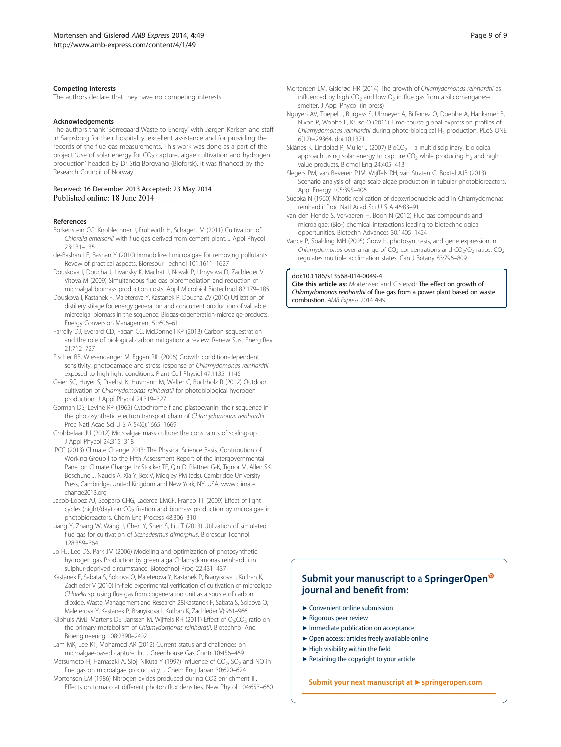### Competing interests

The authors declare that they have no competing interests.

### Acknowledgements

The authors thank 'Borregaard Waste to Energy' with Jørgen Karlsen and staff in Sarpsborg for their hospitality, excellent assistance and for providing the records of the flue gas measurements. This work was done as a part of the project 'Use of solar energy for $CO_2$ capture, algae cultivation and hydrogen production' headed by Dr Stig Borgvang (Bioforsk). It was financed by the Research Council of Norway.

Received: 16 December 2013 Accepted: 23 May 2014
Published online: 18 June 2014

### References

Borkenstein CG, Knoblechner J, Frühwirth H, Schagert M (2011) Cultivation of *Chlorella emersonii* with flue gas derived from cement plant. J Appl Phycol 23:131–135

de-Bashan LE, Bashan Y (2010) Immobilized microalgae for removing pollutants. Revew of practical aspects. Bioresour Technol 101:1611–1627

Douskova I, Doucha J, Livansky K, Machat J, Novak P, Umysova D, Zachleder V, Vitova M (2009) Simultaneous flue gas bioremediation and reduction of microalgal biomass production costs. Appl Microbiol Biotechnol 82:179–185

Douskova I, Kastanek F, Maleterova Y, Kastanek P, Doucha ZV (2010) Utilization of distillery stilage for energy generation and concurrent production of valuable microalgal biomass in the sequence: Biogas-cogeneration-microalge-products. Energy Conversion Management 51:606–611

Farrelly DJ, Everard CD, Fagan CC, McDonnell KP (2013) Carbon sequestration and the role of biological carbon mitigation: a review. Renew Sust Energ Rev 21:712–727

Fischer BB, Wiesendanger M, Eggen RIL (2006) Growth condition-dependent sensitivity, photodamage and stress response of *Chlamydomonas reinhardtii* exposed to high light conditions. Plant Cell Physiol 47:1135–1145

Geier SC, Huyer S, Praebst K, Husmann M, Walter C, Buchholz R (2012) Outdoor cultivation of *Chlamydomonas reinhardtii* for photobiological hydrogen production. J Appl Phycol 24:319–327

Gorman DS, Levine RP (1965) Cytochrome f and plastocyanin: their sequence in the photosynthetic electron transport chain of *Chlamydomonas reinhardtii*. Proc Natl Acad Sci U S A 54(6):1665–1669

Grobbelaar JU (2012) Microalgae mass culture: the constraints of scaling-up. J Appl Phycol 24:315–318

IPCC (2013) Climate Change 2013: The Physical Science Basis. Contribution of Working Group I to the Fifth Assessment Report of the Intergovernmental Panel on Climate Change. In: Stocker TF, Qin D, Plattner G-K, Tignor M, Allen SK, Boschung J, Nauels A, Xia Y, Bex V, Midgley PM (eds). Cambridge University Press, Cambridge, United Kingdom and New York, NY, USA, www.climatechange2013.org

Jacob-Lopez AJ, Scoparo CHG, Lacerda LMCF, Franco TT (2009) Effect of light cycles (night/day) on $CO_2$ fixation and biomass production by microalgae in photobioreactors. Chem Eng Process 48:306–310

Jiang Y, Zhang W, Wang J, Chen Y, Shen S, Liu T (2013) Utilization of simulated flue gas for cultivation of *Scenedesmus dimorphus*. Bioresour Technol 128:359–364

Jo HJ, Lee DS, Park JM (2006) Modeling and optimization of photosynthetic hydrogen gas Production by green alga Chlamydomonas reinhardtii in sulphur-deprived circumstance. Biotechnol Prog 22:431–437

Kastanek F, Sabata S, Solcova O, Maleterova Y, Kastanek P, Branyikova I, Kuthan K, Zachleder V (2010) In-field experimental verification of cultivation of microalgae *Chlorella* sp. using flue gas from cogeneration unit as a source of carbon dioxide. Waste Management and Research 28(Kastanek F, Sabata S, Solcova O, Maleterova Y, Kastanek P, Branyikova I, Kuthan K, Zachleder V):961–966

Kliphuis AMJ, Martens DE, Janssen M, Wijffels RH (2011) Effect of $O_2$:$CO_2$ ratio on the primary metabolism of *Chlamydomonas reinhardtii*. Biotechnol And Bioengineering 108:2390–2402

Lam MK, Lee KT, Mohamed AR (2012) Current status and challenges on microalgae-based capture. Int J Greenhouse Gas Contr 10:456–469

Matsumoto H, Hamasaki A, Sioji NIkuta Y (1997) Influence of $CO_2$, $SO_2$ and NO in flue gas on microalgae productivity. J Chem Eng Japan 30:620–624

Mortensen LM (1986) Nitrogen oxides produced during CO2 enrichment III. Effects on tomato at different photon flux densities. New Phytol 104:653–660

Mortensen LM, Gislerød HR (2014) The growth of *Chlamydomonas reinhardtii* as influenced by high $CO_2$ and low $O_2$ in flue gas from a silicomanganese smelter. J Appl Phycol (in press)

Nguyen AV, Toepel J, Burgess S, Uhmeyer A, Bilfernez O, Doebbe A, Hankamer B, Nixon P, Wobbe L, Kruse O (2011) Time-course global expression profiles of *Chlamydomonas reinhardtii* during photo-biological $H_2$ production. PLoS ONE 6(12):e29364, doi:10.1371

Skjånes K, Lindblad P, Muller J (2007) Bio$CO_2$ – a multidisciplinary, biological approach using solar energy to capture $CO_2$ while producing $H_2$ and high value products. Biomol Eng 24:405–413

Slegers PM, van Beveren PJM, Wijffels RH, van Straten G, Boxtel AJB (2013) Scenario analysis of large scale algae production in tubular photobioreactors. Appl Energy 105:395–406

Sueoka N (1960) Mitotic replication of deoxyribonucleic acid in Chlamydomonas reinhardii. Proc Natl Acad Sci U S A 46:83–91

van den Hende S, Vervaeren H, Boon N (2012) Flue gas compounds and microalgae: (Bio-) chemical interactions leading to biotechnological opportunities. Biotechn Advances 30:1405–1424

Vance P, Spalding MH (2005) Growth, photosynthesis, and gene expression in *Chlamydomonas* over a range of $CO_2$ concentrations and $CO_2$/$O_2$ ratios: $CO_2$ regulates multiple acclimation states. Can J Botany 83:796–809

doi:10.1186/s13568-014-0049-4
**Cite this article as:** Mortensen and Gislerød: The effect on growth of *Chlamydomonas reinhardtii* of flue gas from a power plant based on waste combustion. *AMB Express* 2014 **4**:49.